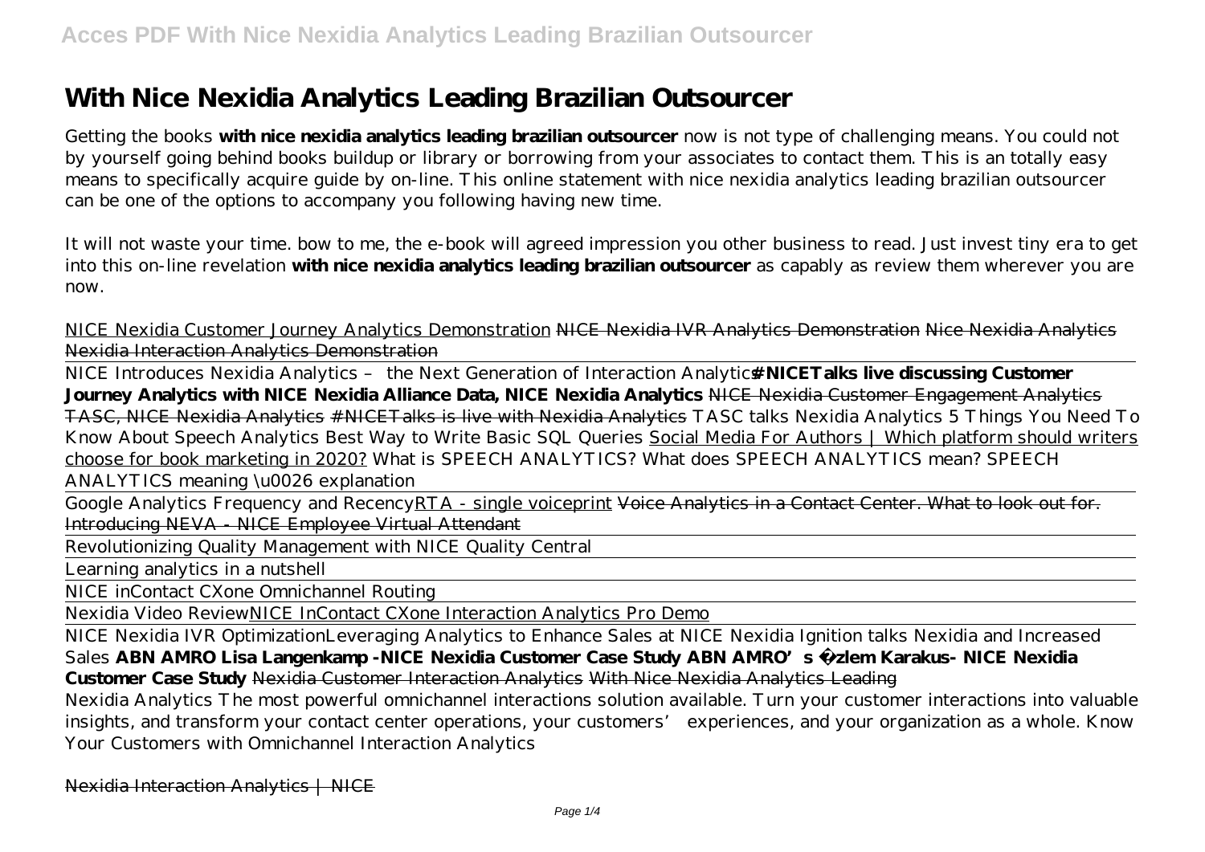# With Nice Nexidia Analytics Leading Brazilian Outsourcer

Getting the books **with nice nexidia analytics leading brazilian outsourcer** now is not type of challenging means. You could not by yourself going behind books buildup or library or borrowing from your associates to contact them. This is an totally easy means to specifically acquire guide by on-line. This online statement with nice nexidia analytics leading brazilian outsourcer can be one of the options to accompany you following having new time.

It will not waste your time. bow to me, the e-book will agreed impression you other business to read. Just invest tiny era to get into this on-line revelation **with nice nexidia analytics leading brazilian outsourcer** as capably as review them wherever you are now.

NICE Nexidia Customer Journey Analytics Demonstration ~~NICE Nexidia IVR Analytics Demonstration~~ ~~Nice Nexidia Analytics~~ ~~Nexidia Interaction Analytics Demonstration~~

NICE Introduces Nexidia Analytics – the Next Generation of Interaction Analytics **#NICETalks live discussing Customer Journey Analytics with NICE Nexidia Alliance Data, NICE Nexidia Analytics** ~~NICE Nexidia Customer Engagement Analytics~~ ~~TASC, NICE Nexidia Analytics~~ ~~#NICETalks is live with Nexidia Analytics~~ *TASC talks Nexidia Analytics 5 Things You Need To Know About Speech Analytics Best Way to Write Basic SQL Queries* Social Media For Authors | Which platform should writers choose for book marketing in 2020? *What is SPEECH ANALYTICS? What does SPEECH ANALYTICS mean? SPEECH ANALYTICS meaning \u0026 explanation*

Google Analytics Frequency and Recency RTA - single voiceprint ~~Voice Analytics in a Contact Center. What to look out for.~~ ~~Introducing NEVA - NICE Employee Virtual Attendant~~

Revolutionizing Quality Management with NICE Quality Central

Learning analytics in a nutshell

NICE inContact CXone Omnichannel Routing

Nexidia Video Review NICE InContact CXone Interaction Analytics Pro Demo

NICE Nexidia IVR Optimization *Leveraging Analytics to Enhance Sales at NICE Nexidia Ignition talks Nexidia and Increased Sales* **ABN AMRO Lisa Langenkamp -NICE Nexidia Customer Case Study ABN AMRO's Özlem Karakus- NICE Nexidia Customer Case Study** ~~Nexidia Customer Interaction Analytics~~ ~~With Nice Nexidia Analytics Leading~~

Nexidia Analytics The most powerful omnichannel interactions solution available. Turn your customer interactions into valuable insights, and transform your contact center operations, your customers' experiences, and your organization as a whole. Know Your Customers with Omnichannel Interaction Analytics

~~Nexidia Interaction Analytics | NICE~~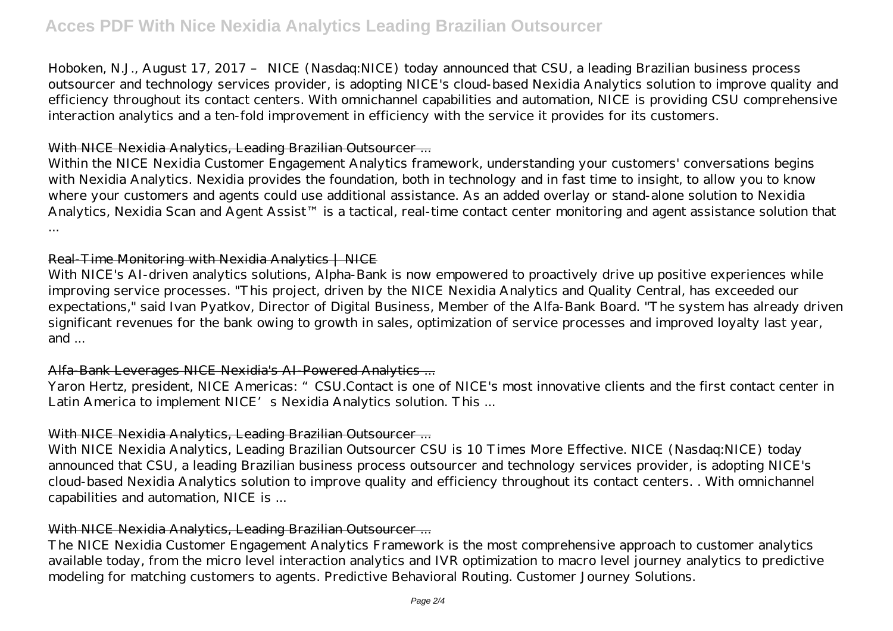Hoboken, N.J., August 17, 2017 – NICE (Nasdaq:NICE) today announced that CSU, a leading Brazilian business process outsourcer and technology services provider, is adopting NICE's cloud-based Nexidia Analytics solution to improve quality and efficiency throughout its contact centers. With omnichannel capabilities and automation, NICE is providing CSU comprehensive interaction analytics and a ten-fold improvement in efficiency with the service it provides for its customers.

## With NICE Nexidia Analytics, Leading Brazilian Outsourcer ...

Within the NICE Nexidia Customer Engagement Analytics framework, understanding your customers' conversations begins with Nexidia Analytics. Nexidia provides the foundation, both in technology and in fast time to insight, to allow you to know where your customers and agents could use additional assistance. As an added overlay or stand-alone solution to Nexidia Analytics, Nexidia Scan and Agent Assist™ is a tactical, real-time contact center monitoring and agent assistance solution that ...

## Real-Time Monitoring with Nexidia Analytics | NICE

With NICE's AI-driven analytics solutions, Alpha-Bank is now empowered to proactively drive up positive experiences while improving service processes. "This project, driven by the NICE Nexidia Analytics and Quality Central, has exceeded our expectations," said Ivan Pyatkov, Director of Digital Business, Member of the Alfa-Bank Board. "The system has already driven significant revenues for the bank owing to growth in sales, optimization of service processes and improved loyalty last year, and ...

## Alfa-Bank Leverages NICE Nexidia's AI-Powered Analytics ...

Yaron Hertz, president, NICE Americas: "CSU.Contact is one of NICE's most innovative clients and the first contact center in Latin America to implement NICE's Nexidia Analytics solution. This ...

## With NICE Nexidia Analytics, Leading Brazilian Outsourcer ...

With NICE Nexidia Analytics, Leading Brazilian Outsourcer CSU is 10 Times More Effective. NICE (Nasdaq:NICE) today announced that CSU, a leading Brazilian business process outsourcer and technology services provider, is adopting NICE's cloud-based Nexidia Analytics solution to improve quality and efficiency throughout its contact centers. . With omnichannel capabilities and automation, NICE is ...

## With NICE Nexidia Analytics, Leading Brazilian Outsourcer ...

The NICE Nexidia Customer Engagement Analytics Framework is the most comprehensive approach to customer analytics available today, from the micro level interaction analytics and IVR optimization to macro level journey analytics to predictive modeling for matching customers to agents. Predictive Behavioral Routing. Customer Journey Solutions.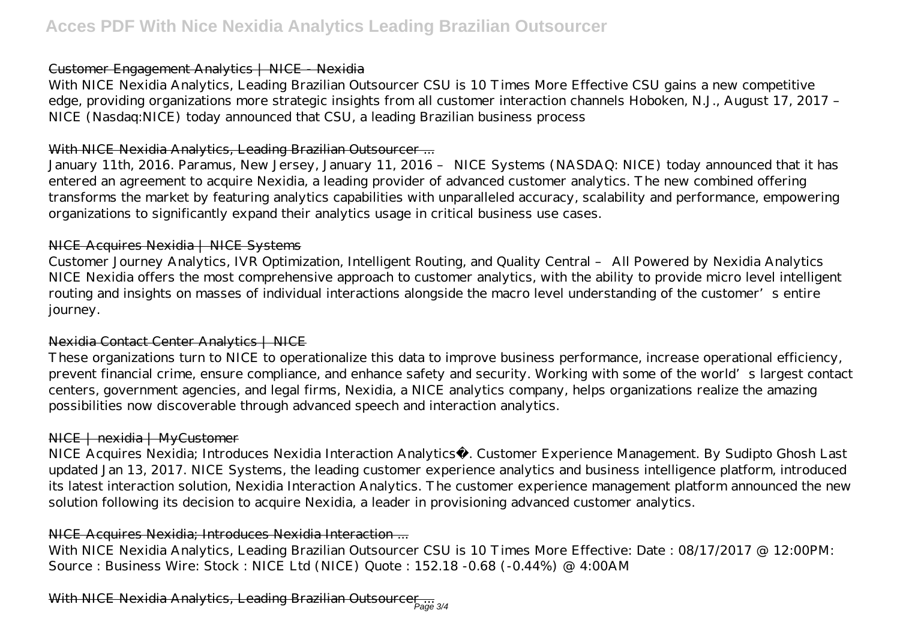### Customer Engagement Analytics | NICE - Nexidia

With NICE Nexidia Analytics, Leading Brazilian Outsourcer CSU is 10 Times More Effective CSU gains a new competitive edge, providing organizations more strategic insights from all customer interaction channels Hoboken, N.J., August 17, 2017 – NICE (Nasdaq:NICE) today announced that CSU, a leading Brazilian business process

### With NICE Nexidia Analytics, Leading Brazilian Outsourcer ...

January 11th, 2016. Paramus, New Jersey, January 11, 2016 – NICE Systems (NASDAQ: NICE) today announced that it has entered an agreement to acquire Nexidia, a leading provider of advanced customer analytics. The new combined offering transforms the market by featuring analytics capabilities with unparalleled accuracy, scalability and performance, empowering organizations to significantly expand their analytics usage in critical business use cases.

### NICE Acquires Nexidia | NICE Systems

Customer Journey Analytics, IVR Optimization, Intelligent Routing, and Quality Central – All Powered by Nexidia Analytics NICE Nexidia offers the most comprehensive approach to customer analytics, with the ability to provide micro level intelligent routing and insights on masses of individual interactions alongside the macro level understanding of the customer's entire journey.

### Nexidia Contact Center Analytics | NICE

These organizations turn to NICE to operationalize this data to improve business performance, increase operational efficiency, prevent financial crime, ensure compliance, and enhance safety and security. Working with some of the world's largest contact centers, government agencies, and legal firms, Nexidia, a NICE analytics company, helps organizations realize the amazing possibilities now discoverable through advanced speech and interaction analytics.

### NICE | nexidia | MyCustomer

NICE Acquires Nexidia; Introduces Nexidia Interaction Analytics®. Customer Experience Management. By Sudipto Ghosh Last updated Jan 13, 2017. NICE Systems, the leading customer experience analytics and business intelligence platform, introduced its latest interaction solution, Nexidia Interaction Analytics. The customer experience management platform announced the new solution following its decision to acquire Nexidia, a leader in provisioning advanced customer analytics.

### NICE Acquires Nexidia; Introduces Nexidia Interaction ...

With NICE Nexidia Analytics, Leading Brazilian Outsourcer CSU is 10 Times More Effective: Date : 08/17/2017 @ 12:00PM: Source : Business Wire: Stock : NICE Ltd (NICE) Quote : 152.18 -0.68 (-0.44%) @ 4:00AM

### With NICE Nexidia Analytics, Leading Brazilian Outsourcer ...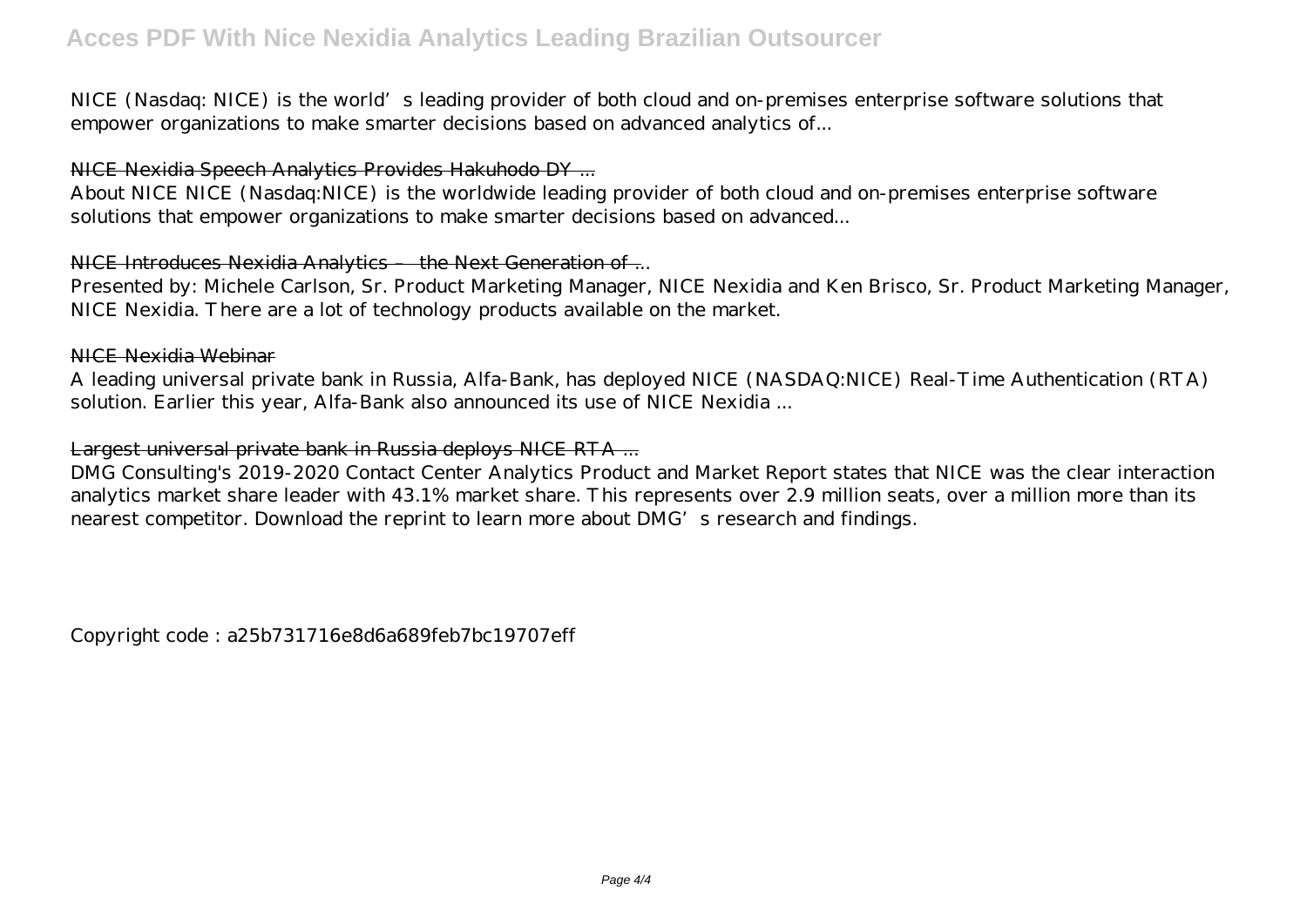NICE (Nasdaq: NICE) is the world's leading provider of both cloud and on-premises enterprise software solutions that empower organizations to make smarter decisions based on advanced analytics of...

NICE Nexidia Speech Analytics Provides Hakuhodo DY ...

About NICE NICE (Nasdaq:NICE) is the worldwide leading provider of both cloud and on-premises enterprise software solutions that empower organizations to make smarter decisions based on advanced...

NICE Introduces Nexidia Analytics – the Next Generation of ...

Presented by: Michele Carlson, Sr. Product Marketing Manager, NICE Nexidia and Ken Brisco, Sr. Product Marketing Manager, NICE Nexidia. There are a lot of technology products available on the market.

NICE Nexidia Webinar

A leading universal private bank in Russia, Alfa-Bank, has deployed NICE (NASDAQ:NICE) Real-Time Authentication (RTA) solution. Earlier this year, Alfa-Bank also announced its use of NICE Nexidia ...

Largest universal private bank in Russia deploys NICE RTA ...

DMG Consulting's 2019-2020 Contact Center Analytics Product and Market Report states that NICE was the clear interaction analytics market share leader with 43.1% market share. This represents over 2.9 million seats, over a million more than its nearest competitor. Download the reprint to learn more about DMG's research and findings.

Copyright code : a25b731716e8d6a689feb7bc19707eff